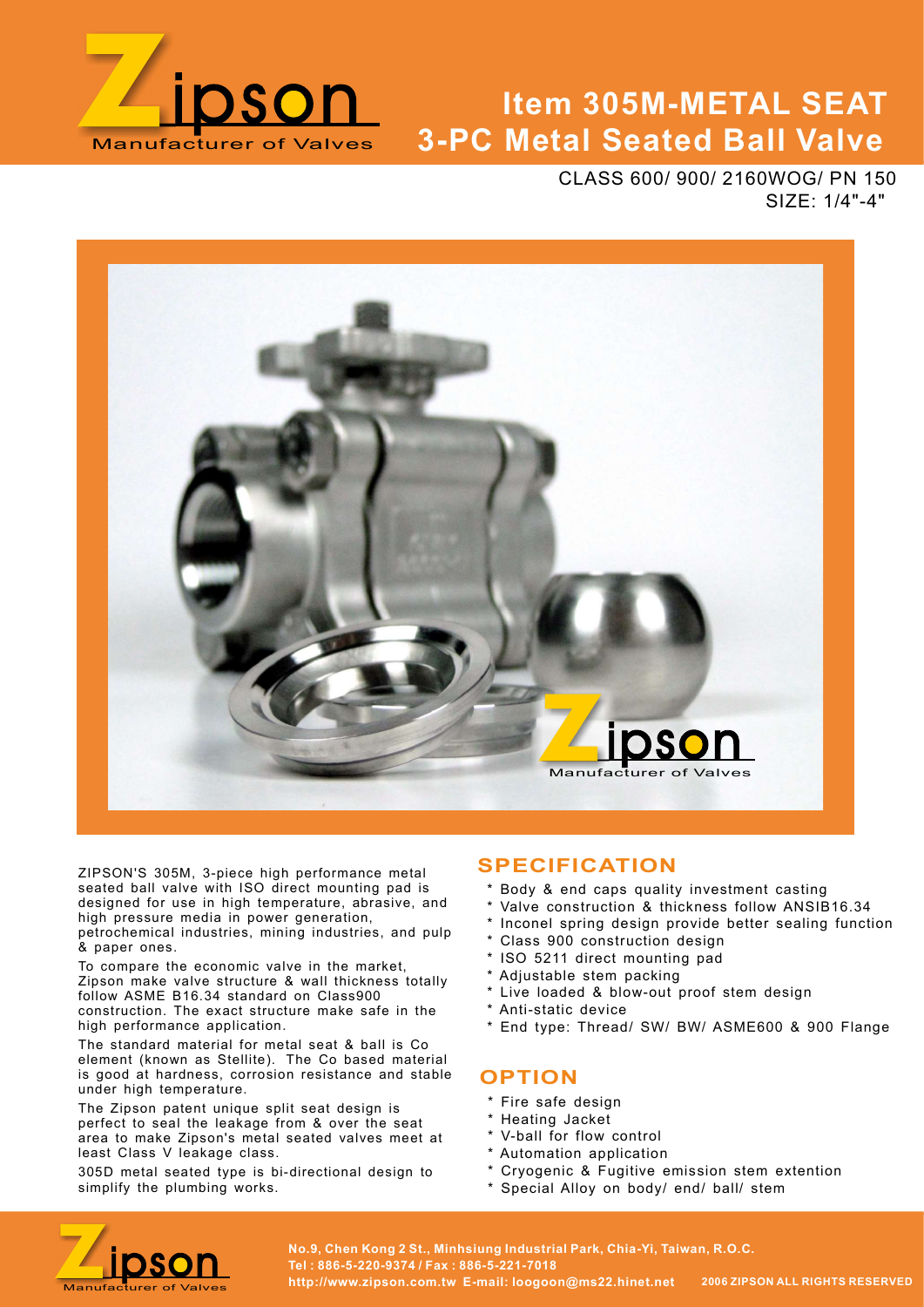Zipson
Manufacturer of Valves

# Item 305M-METAL SEAT 3-PC Metal Seated Ball Valve

CLASS 600/ 900/ 2160WOG/ PN 150
SIZE: 1/4"-4"

ZIPSON'S 305M, 3-piece high performance metal seated ball valve with ISO direct mounting pad is designed for use in high temperature, abrasive, and high pressure media in power generation, petrochemical industries, mining industries, and pulp & paper ones.

To compare the economic valve in the market, Zipson make valve structure & wall thickness totally follow ASME B16.34 standard on Class900 construction. The exact structure make safe in the high performance application.

The standard material for metal seat & ball is Co element (known as Stellite). The Co based material is good at hardness, corrosion resistance and stable under high temperature.

The Zipson patent unique split seat design is perfect to seal the leakage from & over the seat area to make Zipson's metal seated valves meet at least Class V leakage class.

305D metal seated type is bi-directional design to simplify the plumbing works.

## SPECIFICATION

* Body & end caps quality investment casting
* Valve construction & thickness follow ANSIB16.34
* Inconel spring design provide better sealing function
* Class 900 construction design
* ISO 5211 direct mounting pad
* Adjustable stem packing
* Live loaded & blow-out proof stem design
* Anti-static device
* End type: Thread/ SW/ BW/ ASME600 & 900 Flange

## OPTION

* Fire safe design
* Heating Jacket
* V-ball for flow control
* Automation application
* Cryogenic & Fugitive emission stem extention
* Special Alloy on body/ end/ ball/ stem

No.9, Chen Kong 2 St., Minhsiung Industrial Park, Chia-Yi, Taiwan, R.O.C.
Tel : 886-5-220-9374 / Fax : 886-5-221-7018
http://www.zipson.com.tw E-mail: loogoon@ms22.hinet.net 2006 ZIPSON ALL RIGHTS RESERVED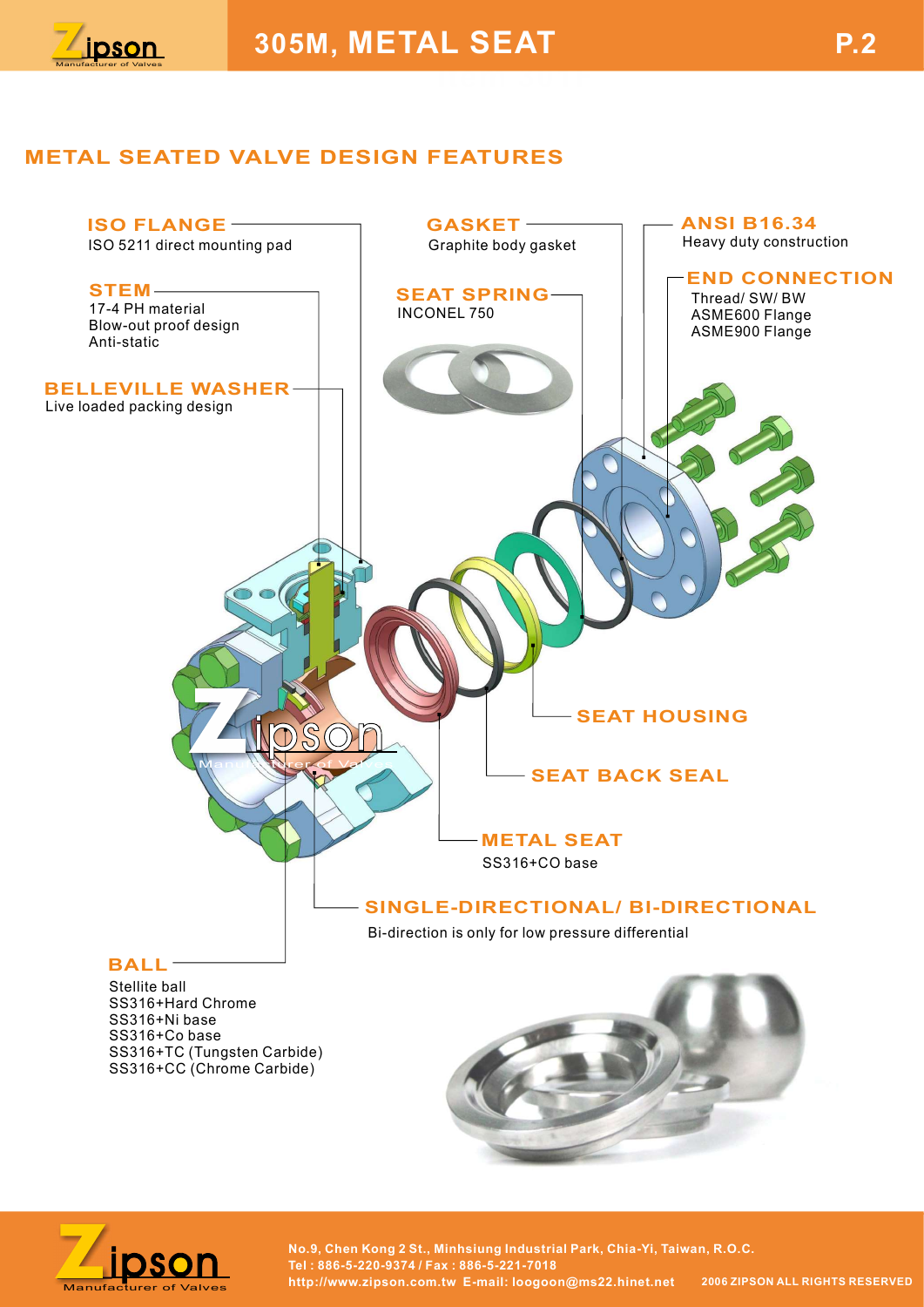# 305M, METAL SEAT

## METAL SEATED VALVE DESIGN FEATURES

**ISO FLANGE**
ISO 5211 direct mounting pad

**STEM**
17-4 PH material
Blow-out proof design
Anti-static

**BELLEVILLE WASHER**
Live loaded packing design

**GASKET**
Graphite body gasket

**SEAT SPRING**
INCONEL 750

**ANSI B16.34**
Heavy duty construction

**END CONNECTION**
Thread/ SW/ BW
ASME600 Flange
ASME900 Flange

**SEAT HOUSING**

**SEAT BACK SEAL**

**METAL SEAT**
SS316+CO base

**SINGLE-DIRECTIONAL/ BI-DIRECTIONAL**
Bi-direction is only for low pressure differential

**BALL**
Stellite ball
SS316+Hard Chrome
SS316+Ni base
SS316+Co base
SS316+TC (Tungsten Carbide)
SS316+CC (Chrome Carbide)

No.9, Chen Kong 2 St., Minhsiung Industrial Park, Chia-Yi, Taiwan, R.O.C.
Tel : 886-5-220-9374 / Fax : 886-5-221-7018
http://www.zipson.com.tw E-mail: loogoon@ms22.hinet.net 2006 ZIPSON ALL RIGHTS RESERVED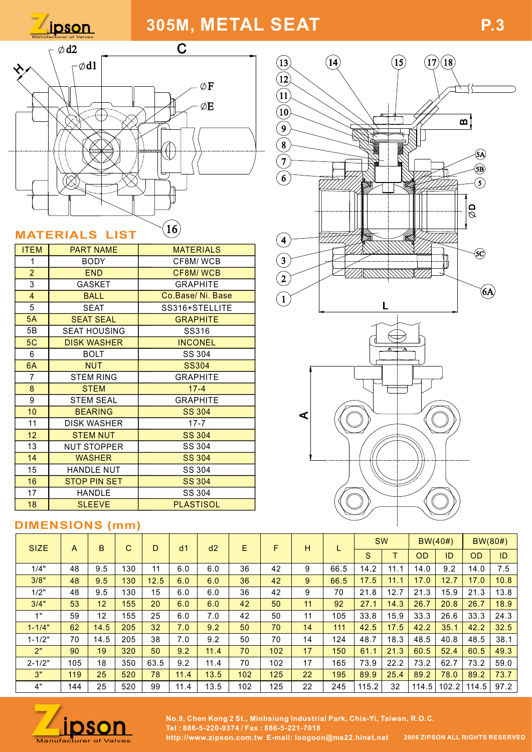# 305M, METAL SEAT

## MATERIALS LIST

| ITEM | PART NAME | MATERIALS |
|---|---|---|
| 1 | BODY | CF8M/ WCB |
| 2 | END | CF8M/ WCB |
| 3 | GASKET | GRAPHITE |
| 4 | BALL | Co.Base/ Ni. Base |
| 5 | SEAT | SS316+STELLITE |
| 5A | SEAT SEAL | GRAPHITE |
| 5B | SEAT HOUSING | SS316 |
| 5C | DISK WASHER | INCONEL |
| 6 | BOLT | SS 304 |
| 6A | NUT | SS304 |
| 7 | STEM RING | GRAPHITE |
| 8 | STEM | 17-4 |
| 9 | STEM SEAL | GRAPHITE |
| 10 | BEARING | SS 304 |
| 11 | DISK WASHER | 17-7 |
| 12 | STEM NUT | SS 304 |
| 13 | NUT STOPPER | SS 304 |
| 14 | WASHER | SS 304 |
| 15 | HANDLE NUT | SS 304 |
| 16 | STOP PIN SET | SS 304 |
| 17 | HANDLE | SS 304 |
| 18 | SLEEVE | PLASTISOL |

## DIMENSIONS (mm)

| SIZE | A | B | C | D | d1 | d2 | E | F | H | L | SW | | BW(40#) | | BW(80#) | |
|---|---|---|---|---|---|---|---|---|---|---|---|---|---|---|---|---|
| | | | | | | | | | | | S | T | OD | ID | OD | ID |
| 1/4" | 48 | 9.5 | 130 | 11 | 6.0 | 6.0 | 36 | 42 | 9 | 66.5 | 14.2 | 11.1 | 14.0 | 9.2 | 14.0 | 7.5 |
| 3/8" | 48 | 9.5 | 130 | 12.5 | 6.0 | 6.0 | 36 | 42 | 9 | 66.5 | 17.5 | 11.1 | 17.0 | 12.7 | 17.0 | 10.8 |
| 1/2" | 48 | 9.5 | 130 | 15 | 6.0 | 6.0 | 36 | 42 | 9 | 70 | 21.8 | 12.7 | 21.3 | 15.9 | 21.3 | 13.8 |
| 3/4" | 53 | 12 | 155 | 20 | 6.0 | 6.0 | 42 | 50 | 11 | 92 | 27.1 | 14.3 | 26.7 | 20.8 | 26.7 | 18.9 |
| 1" | 59 | 12 | 155 | 25 | 6.0 | 7.0 | 42 | 50 | 11 | 105 | 33.8 | 15.9 | 33.3 | 26.6 | 33.3 | 24.3 |
| 1-1/4" | 62 | 14.5 | 205 | 32 | 7.0 | 9.2 | 50 | 70 | 14 | 111 | 42.5 | 17.5 | 42.2 | 35.1 | 42.2 | 32.5 |
| 1-1/2" | 70 | 14.5 | 205 | 38 | 7.0 | 9.2 | 50 | 70 | 14 | 124 | 48.7 | 18.3 | 48.5 | 40.8 | 48.5 | 38.1 |
| 2" | 90 | 19 | 320 | 50 | 9.2 | 11.4 | 70 | 102 | 17 | 150 | 61.1 | 21.3 | 60.5 | 52.4 | 60.5 | 49.3 |
| 2-1/2" | 105 | 18 | 350 | 63.5 | 9.2 | 11.4 | 70 | 102 | 17 | 165 | 73.9 | 22.2 | 73.2 | 62.7 | 73.2 | 59.0 |
| 3" | 119 | 25 | 520 | 78 | 11.4 | 13.5 | 102 | 125 | 22 | 195 | 89.9 | 25.4 | 89.2 | 78.0 | 89.2 | 73.7 |
| 4" | 144 | 25 | 520 | 99 | 11.4 | 13.5 | 102 | 125 | 22 | 245 | 115.2 | 32 | 114.5 | 102.2 | 114.5 | 97.2 |

No.9, Chen Kong 2 St., Minhsiung Industrial Park, Chia-Yi, Taiwan, R.O.C.
Tel : 886-5-220-9374 / Fax : 886-5-221-7018
http://www.zipson.com.tw E-mail: loogoon@ms22.hinet.net
2006 ZIPSON ALL RIGHTS RESERVED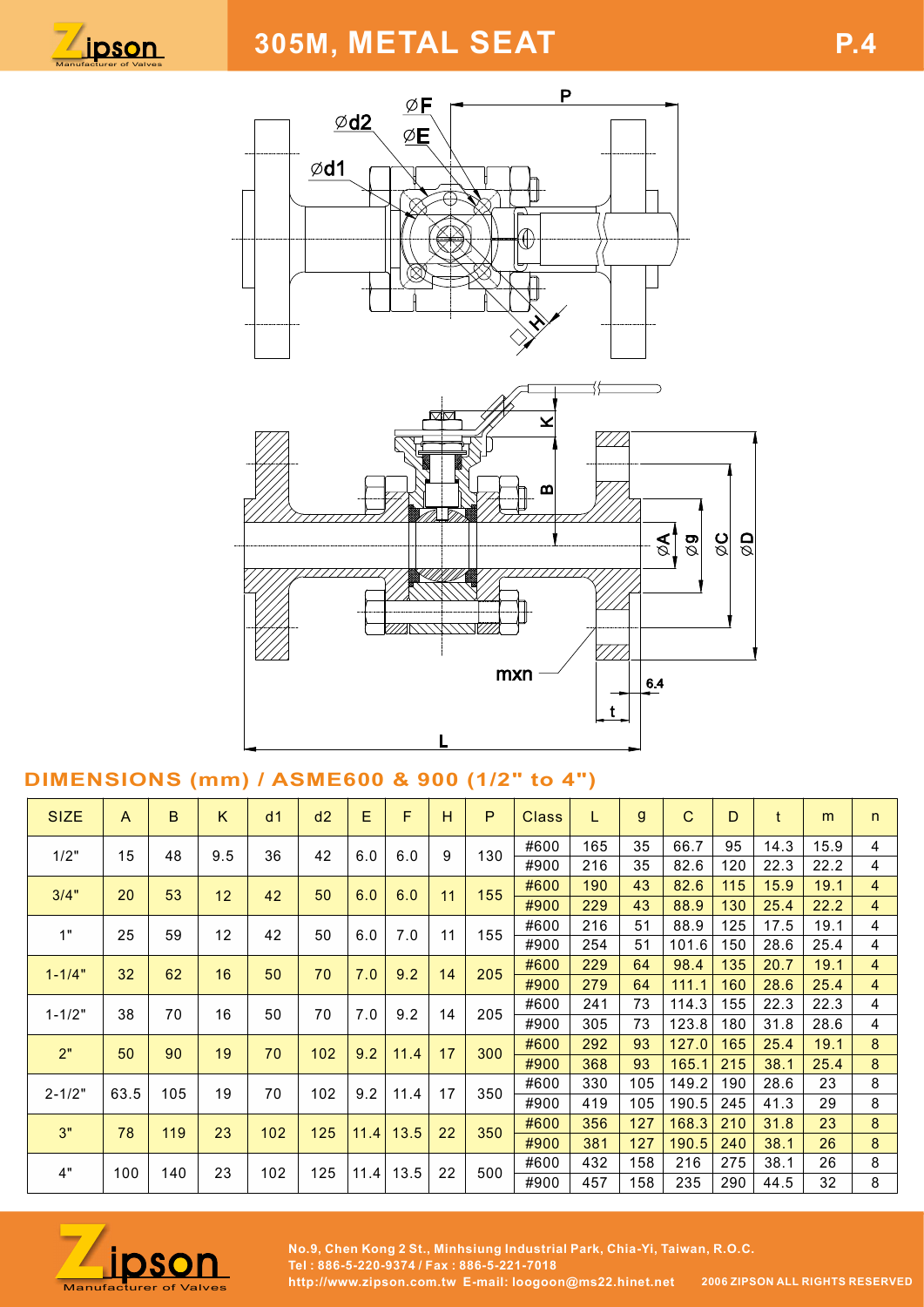# 305M, METAL SEAT

## DIMENSIONS (mm) / ASME600 & 900 (1/2" to 4")

| SIZE | A | B | K | d1 | d2 | E | F | H | P | Class | L | g | C | D | t | m | n |
|---|---|---|---|---|---|---|---|---|---|---|---|---|---|---|---|---|---|
| 1/2" | 15 | 48 | 9.5 | 36 | 42 | 6.0 | 6.0 | 9 | 130 | #600 | 165 | 35 | 66.7 | 95 | 14.3 | 15.9 | 4 |
| | | | | | | | | | | #900 | 216 | 35 | 82.6 | 120 | 22.3 | 22.2 | 4 |
| 3/4" | 20 | 53 | 12 | 42 | 50 | 6.0 | 6.0 | 11 | 155 | #600 | 190 | 43 | 82.6 | 115 | 15.9 | 19.1 | 4 |
| | | | | | | | | | | #900 | 229 | 43 | 88.9 | 130 | 25.4 | 22.2 | 4 |
| 1" | 25 | 59 | 12 | 42 | 50 | 6.0 | 7.0 | 11 | 155 | #600 | 216 | 51 | 88.9 | 125 | 17.5 | 19.1 | 4 |
| | | | | | | | | | | #900 | 254 | 51 | 101.6 | 150 | 28.6 | 25.4 | 4 |
| 1-1/4" | 32 | 62 | 16 | 50 | 70 | 7.0 | 9.2 | 14 | 205 | #600 | 229 | 64 | 98.4 | 135 | 20.7 | 19.1 | 4 |
| | | | | | | | | | | #900 | 279 | 64 | 111.1 | 160 | 28.6 | 25.4 | 4 |
| 1-1/2" | 38 | 70 | 16 | 50 | 70 | 7.0 | 9.2 | 14 | 205 | #600 | 241 | 73 | 114.3 | 155 | 22.3 | 22.3 | 4 |
| | | | | | | | | | | #900 | 305 | 73 | 123.8 | 180 | 31.8 | 28.6 | 4 |
| 2" | 50 | 90 | 19 | 70 | 102 | 9.2 | 11.4 | 17 | 300 | #600 | 292 | 93 | 127.0 | 165 | 25.4 | 19.1 | 8 |
| | | | | | | | | | | #900 | 368 | 93 | 165.1 | 215 | 38.1 | 25.4 | 8 |
| 2-1/2" | 63.5 | 105 | 19 | 70 | 102 | 9.2 | 11.4 | 17 | 350 | #600 | 330 | 105 | 149.2 | 190 | 28.6 | 23 | 8 |
| | | | | | | | | | | #900 | 419 | 105 | 190.5 | 245 | 41.3 | 29 | 8 |
| 3" | 78 | 119 | 23 | 102 | 125 | 11.4 | 13.5 | 22 | 350 | #600 | 356 | 127 | 168.3 | 210 | 31.8 | 23 | 8 |
| | | | | | | | | | | #900 | 381 | 127 | 190.5 | 240 | 38.1 | 26 | 8 |
| 4" | 100 | 140 | 23 | 102 | 125 | 11.4 | 13.5 | 22 | 500 | #600 | 432 | 158 | 216 | 275 | 38.1 | 26 | 8 |
| | | | | | | | | | | #900 | 457 | 158 | 235 | 290 | 44.5 | 32 | 8 |

No.9, Chen Kong 2 St., Minhsiung Industrial Park, Chia-Yi, Taiwan, R.O.C.
Tel : 886-5-220-9374 / Fax : 886-5-221-7018
http://www.zipson.com.tw E-mail: loogoon@ms22.hinet.net 2006 ZIPSON ALL RIGHTS RESERVED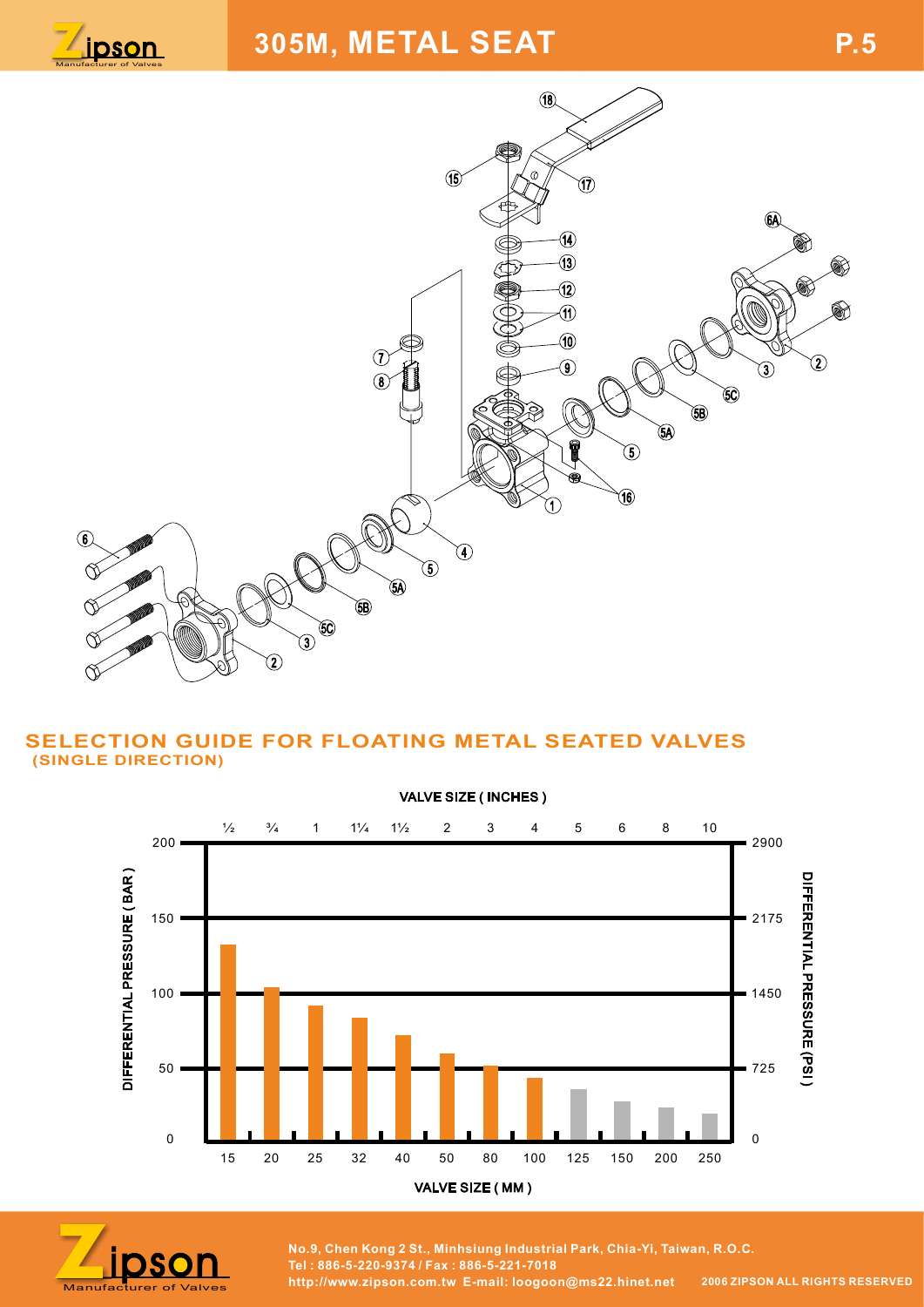# 305M, METAL SEAT

## SELECTION GUIDE FOR FLOATING METAL SEATED VALVES
**(SINGLE DIRECTION)**

VALVE SIZE ( INCHES )

½ ¾ 1 1¼ 1½ 2 3 4 5 6 8 10

DIFFERENTIAL PRESSURE ( BAR )

200 150 100 50 0

DIFFERENTIAL PRESSURE (PSI)

2900 2175 1450 725 0

15 20 25 32 40 50 80 100 125 150 200 250

VALVE SIZE ( MM )

No.9, Chen Kong 2 St., Minhsiung Industrial Park, Chia-Yi, Taiwan, R.O.C.
Tel : 886-5-220-9374 / Fax : 886-5-221-7018
http://www.zipson.com.tw E-mail: loogoon@ms22.hinet.net 2006 ZIPSON ALL RIGHTS RESERVED